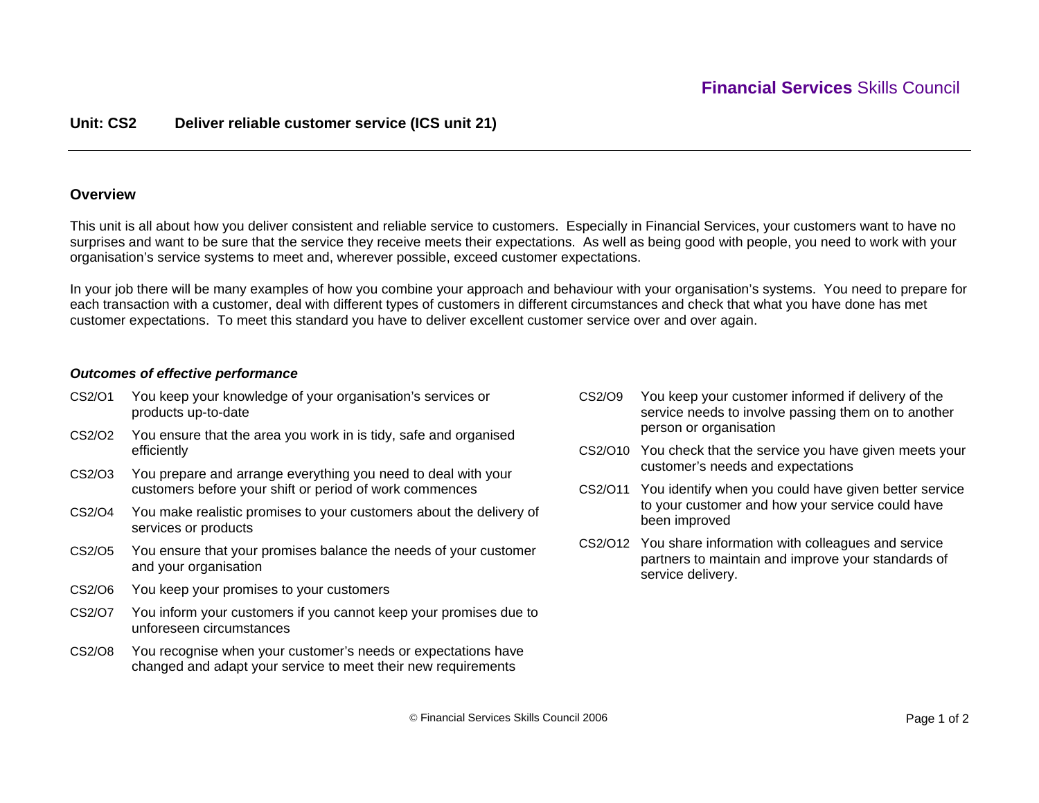Financial Services Skills Council

## Unit: CS2 Deliver reliable customer service (ICS unit 21)

### Overview

This unit is all about how you deliver consistent and reliable service to customers. Especially in Financial Services, your customers want to have no surprises and want to be sure that the service they receive meets their expectations. As well as being good with people, you need to work with your organisation's service systems to meet and, wherever possible, exceed customer expectations.

In your job there will be many examples of how you combine your approach and behaviour with your organisation's systems. You need to prepare for each transaction with a customer, deal with different types of customers in different circumstances and check that what you have done has met customer expectations. To meet this standard you have to deliver excellent customer service over and over again.

***Outcomes of effective performance***

- CS2/O1 You keep your knowledge of your organisation's services or products up-to-date
- CS2/O2 You ensure that the area you work in is tidy, safe and organised efficiently
- CS2/O3 You prepare and arrange everything you need to deal with your customers before your shift or period of work commences
- CS2/O4 You make realistic promises to your customers about the delivery of services or products
- CS2/O5 You ensure that your promises balance the needs of your customer and your organisation
- CS2/O6 You keep your promises to your customers
- CS2/O7 You inform your customers if you cannot keep your promises due to unforeseen circumstances
- CS2/O8 You recognise when your customer's needs or expectations have changed and adapt your service to meet their new requirements
- CS2/O9 You keep your customer informed if delivery of the service needs to involve passing them on to another person or organisation
- CS2/O10 You check that the service you have given meets your customer's needs and expectations
- CS2/O11 You identify when you could have given better service to your customer and how your service could have been improved
- CS2/O12 You share information with colleagues and service partners to maintain and improve your standards of service delivery.

© Financial Services Skills Council 2006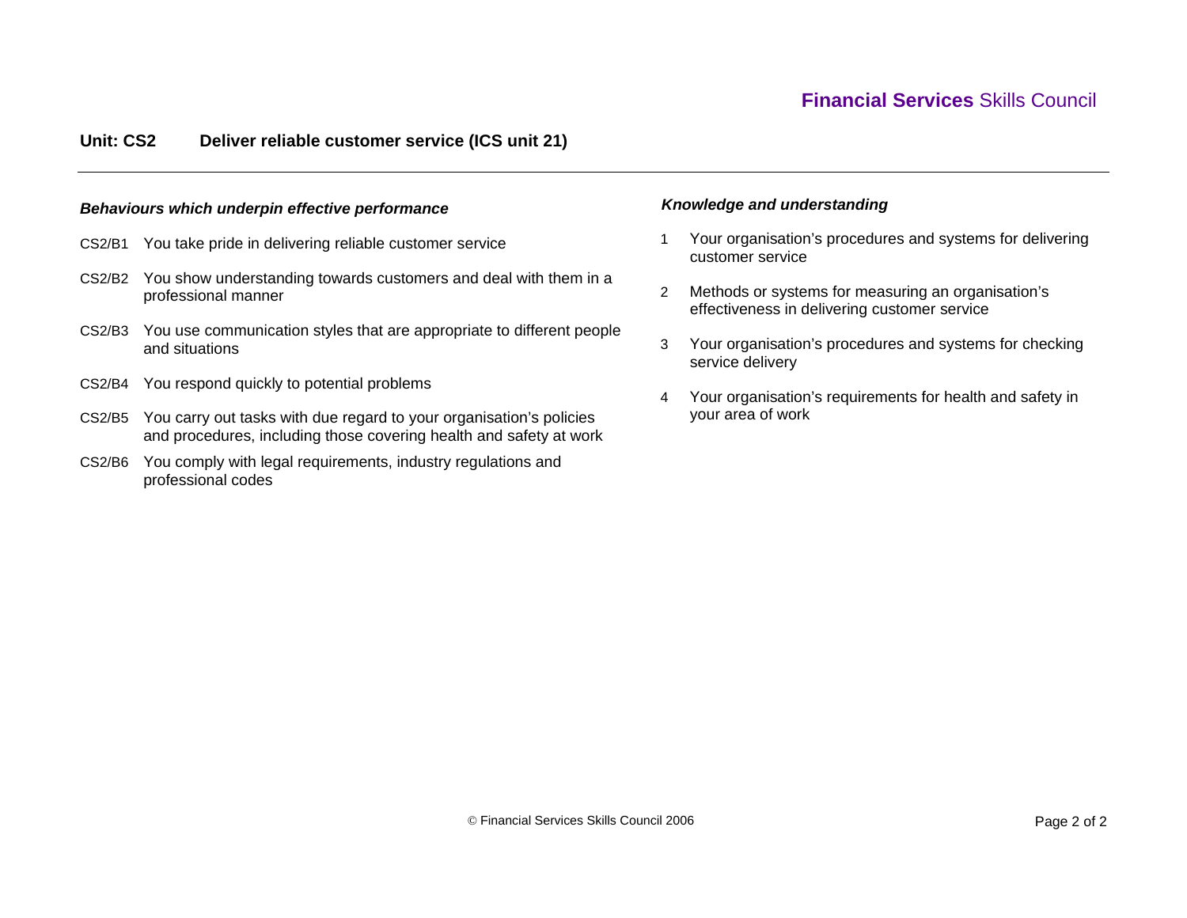## Unit: CS2 Deliver reliable customer service (ICS unit 21)

### *Behaviours which underpin effective performance*

- CS2/B1 You take pride in delivering reliable customer service
- CS2/B2 You show understanding towards customers and deal with them in a professional manner
- CS2/B3 You use communication styles that are appropriate to different people and situations
- CS2/B4 You respond quickly to potential problems
- CS2/B5 You carry out tasks with due regard to your organisation's policies and procedures, including those covering health and safety at work
- CS2/B6 You comply with legal requirements, industry regulations and professional codes

### *Knowledge and understanding*

1. Your organisation's procedures and systems for delivering customer service
2. Methods or systems for measuring an organisation's effectiveness in delivering customer service
3. Your organisation's procedures and systems for checking service delivery
4. Your organisation's requirements for health and safety in your area of work

© Financial Services Skills Council 2006